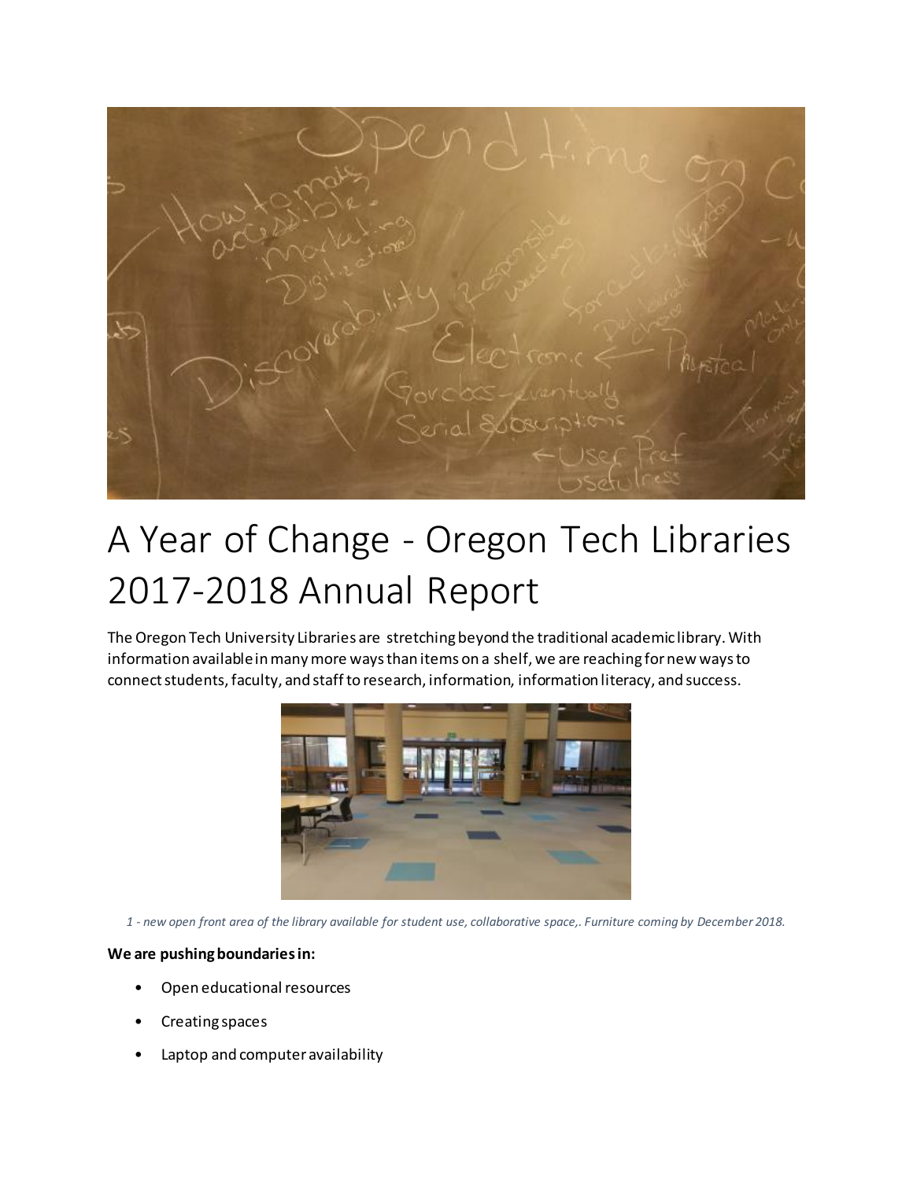# A Year of Change - Oregon Tech Libraries 2017-2018 Annual Report

The Oregon Tech University Libraries are stretching beyond the traditional academic library. With information available in many more ways than items on a shelf, we are reaching for new ways to connect students, faculty, and staff to research, information, information literacy, and success.

*1 - new open front area of the library available for student use, collaborative space,. Furniture coming by December 2018.*

**We are pushing boundaries in:**

- Open educational resources
- Creating spaces
- Laptop and computer availability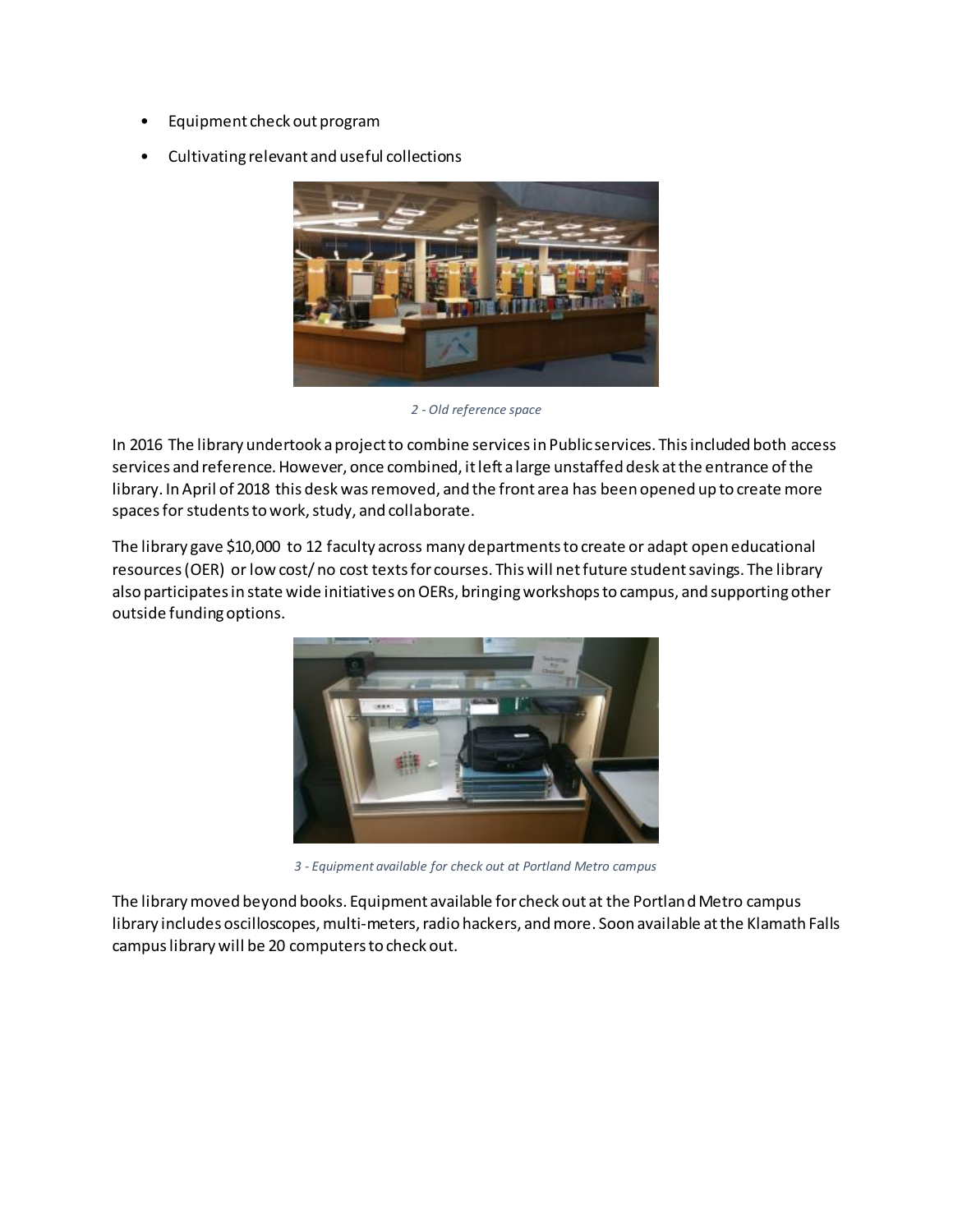- Equipment check out program
- Cultivating relevant and useful collections

*2 - Old reference space*

In 2016 The library undertook a project to combine services in Public services. This included both access services and reference. However, once combined, it left a large unstaffed desk at the entrance of the library. In April of 2018 this desk was removed, and the front area has been opened up to create more spaces for students to work, study, and collaborate.

The library gave $10,000 to 12 faculty across many departments to create or adapt open educational resources (OER) or low cost/ no cost texts for courses. This will net future student savings. The library also participates in state wide initiatives on OERs, bringing workshops to campus, and supporting other outside funding options.

*3 - Equipment available for check out at Portland Metro campus*

The library moved beyond books. Equipment available for check out at the Portland Metro campus library includes oscilloscopes, multi-meters, radio hackers, and more. Soon available at the Klamath Falls campus library will be 20 computers to check out.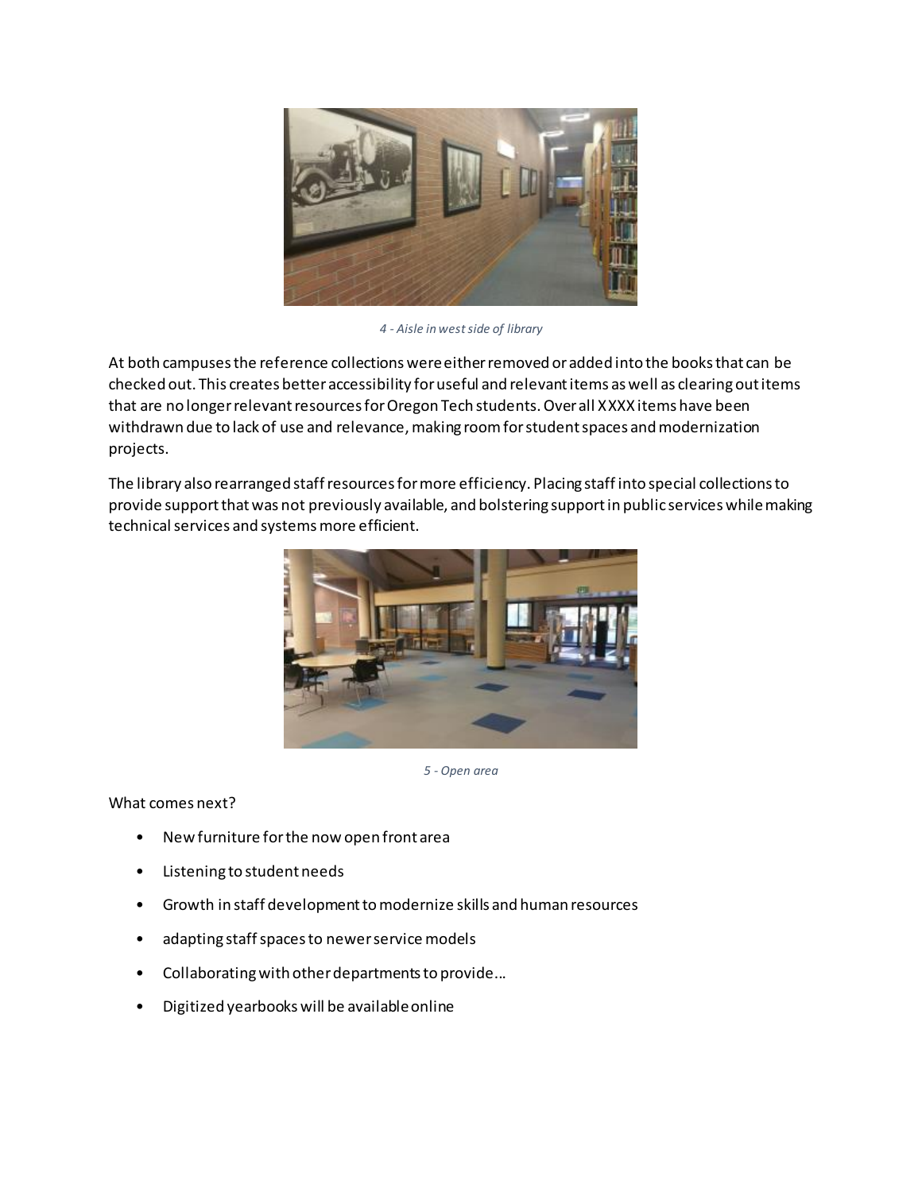*4 - Aisle in west side of library*

At both campuses the reference collections were either removed or added into the books that can be checked out. This creates better accessibility for useful and relevant items as well as clearing out items that are no longer relevant resources for Oregon Tech students. Over all XXXX items have been withdrawn due to lack of use and relevance, making room for student spaces and modernization projects.

The library also rearranged staff resources for more efficiency. Placing staff into special collections to provide support that was not previously available, and bolstering support in public services while making technical services and systems more efficient.

*5 - Open area*

What comes next?

- New furniture for the now open front area
- Listening to student needs
- Growth in staff development to modernize skills and human resources
- adapting staff spaces to newer service models
- Collaborating with other departments to provide…
- Digitized yearbooks will be available online